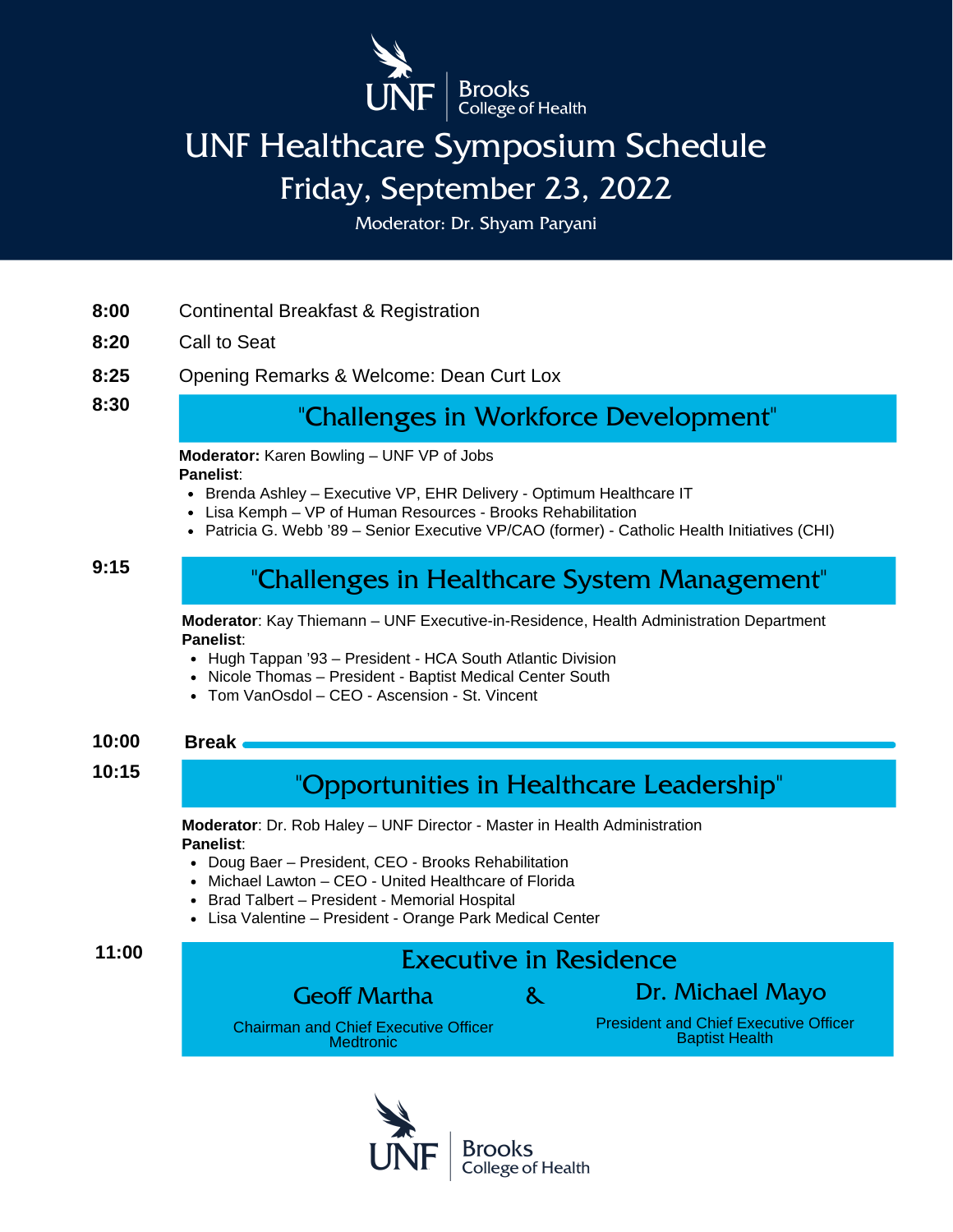UNF | Brooks College of Health

# UNF Healthcare Symposium Schedule

## Friday, September 23, 2022

Moderator: Dr. Shyam Paryani

**8:00** Continental Breakfast & Registration

**8:20** Call to Seat

**8:25** Opening Remarks & Welcome: Dean Curt Lox

**8:30**

### "Challenges in Workforce Development"

**Moderator:** Karen Bowling – UNF VP of Jobs
**Panelist**:

- Brenda Ashley – Executive VP, EHR Delivery - Optimum Healthcare IT
- Lisa Kemph – VP of Human Resources - Brooks Rehabilitation
- Patricia G. Webb '89 – Senior Executive VP/CAO (former) - Catholic Health Initiatives (CHI)

**9:15**

### "Challenges in Healthcare System Management"

**Moderator**: Kay Thiemann – UNF Executive-in-Residence, Health Administration Department
**Panelist**:

- Hugh Tappan '93 – President - HCA South Atlantic Division
- Nicole Thomas – President - Baptist Medical Center South
- Tom VanOsdol – CEO - Ascension - St. Vincent

**10:00** **Break**

**10:15**

### "Opportunities in Healthcare Leadership"

**Moderator**: Dr. Rob Haley – UNF Director - Master in Health Administration
**Panelist**:

- Doug Baer – President, CEO - Brooks Rehabilitation
- Michael Lawton – CEO - United Healthcare of Florida
- Brad Talbert – President - Memorial Hospital
- Lisa Valentine – President - Orange Park Medical Center

**11:00**

### Executive in Residence

**Geoff Martha** & **Dr. Michael Mayo**

Geoff Martha – Chairman and Chief Executive Officer, Medtronic

Dr. Michael Mayo – President and Chief Executive Officer, Baptist Health

UNF | Brooks College of Health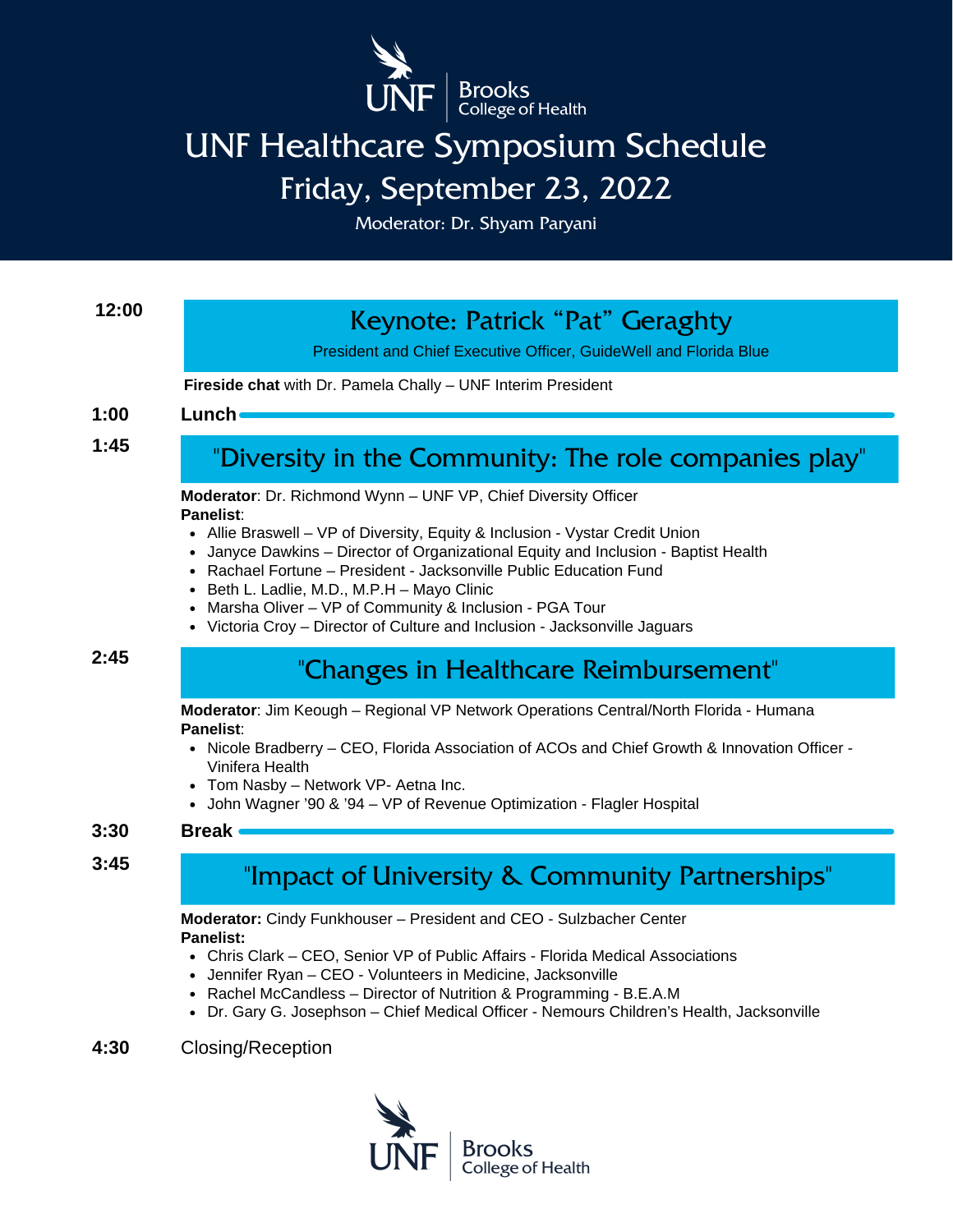UNF | Brooks College of Health

# UNF Healthcare Symposium Schedule

## Friday, September 23, 2022

Moderator: Dr. Shyam Paryani

**12:00**

### Keynote: Patrick "Pat" Geraghty

President and Chief Executive Officer, GuideWell and Florida Blue

**Fireside chat** with Dr. Pamela Chally – UNF Interim President

**1:00** **Lunch**

**1:45**

### "Diversity in the Community: The role companies play"

**Moderator**: Dr. Richmond Wynn – UNF VP, Chief Diversity Officer
**Panelist**:

- Allie Braswell – VP of Diversity, Equity & Inclusion - Vystar Credit Union
- Janyce Dawkins – Director of Organizational Equity and Inclusion - Baptist Health
- Rachael Fortune – President - Jacksonville Public Education Fund
- Beth L. Ladlie, M.D., M.P.H – Mayo Clinic
- Marsha Oliver – VP of Community & Inclusion - PGA Tour
- Victoria Croy – Director of Culture and Inclusion - Jacksonville Jaguars

**2:45**

### "Changes in Healthcare Reimbursement"

**Moderator**: Jim Keough – Regional VP Network Operations Central/North Florida - Humana
**Panelist**:

- Nicole Bradberry – CEO, Florida Association of ACOs and Chief Growth & Innovation Officer - Vinifera Health
- Tom Nasby – Network VP- Aetna Inc.
- John Wagner '90 & '94 – VP of Revenue Optimization - Flagler Hospital

**3:30** **Break**

**3:45**

### "Impact of University & Community Partnerships"

**Moderator:** Cindy Funkhouser – President and CEO - Sulzbacher Center
**Panelist:**

- Chris Clark – CEO, Senior VP of Public Affairs - Florida Medical Associations
- Jennifer Ryan – CEO - Volunteers in Medicine, Jacksonville
- Rachel McCandless – Director of Nutrition & Programming - B.E.A.M
- Dr. Gary G. Josephson – Chief Medical Officer - Nemours Children's Health, Jacksonville

**4:30** Closing/Reception

UNF | Brooks College of Health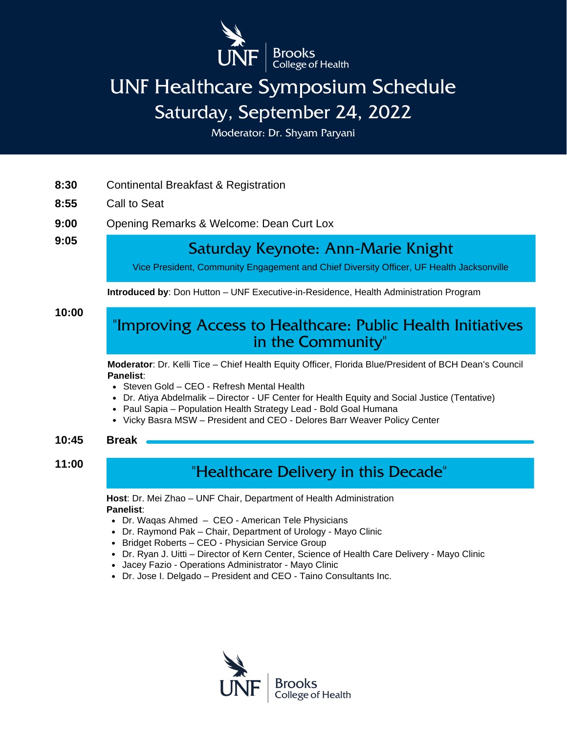UNF | Brooks College of Health

# UNF Healthcare Symposium Schedule

## Saturday, September 24, 2022

Moderator: Dr. Shyam Paryani

**8:30** Continental Breakfast & Registration

**8:55** Call to Seat

**9:00** Opening Remarks & Welcome: Dean Curt Lox

**9:05**

### Saturday Keynote: Ann-Marie Knight

Vice President, Community Engagement and Chief Diversity Officer, UF Health Jacksonville

**Introduced by**: Don Hutton – UNF Executive-in-Residence, Health Administration Program

**10:00**

### "Improving Access to Healthcare: Public Health Initiatives in the Community"

**Moderator**: Dr. Kelli Tice – Chief Health Equity Officer, Florida Blue/President of BCH Dean's Council
**Panelist**:

- Steven Gold – CEO - Refresh Mental Health
- Dr. Atiya Abdelmalik – Director - UF Center for Health Equity and Social Justice (Tentative)
- Paul Sapia – Population Health Strategy Lead - Bold Goal Humana
- Vicky Basra MSW – President and CEO - Delores Barr Weaver Policy Center

**10:45** **Break**

**11:00**

### "Healthcare Delivery in this Decade"

**Host**: Dr. Mei Zhao – UNF Chair, Department of Health Administration
**Panelist**:

- Dr. Waqas Ahmed – CEO - American Tele Physicians
- Dr. Raymond Pak – Chair, Department of Urology - Mayo Clinic
- Bridget Roberts – CEO - Physician Service Group
- Dr. Ryan J. Uitti – Director of Kern Center, Science of Health Care Delivery - Mayo Clinic
- Jacey Fazio - Operations Administrator - Mayo Clinic
- Dr. Jose I. Delgado – President and CEO - Taino Consultants Inc.

UNF | Brooks College of Health